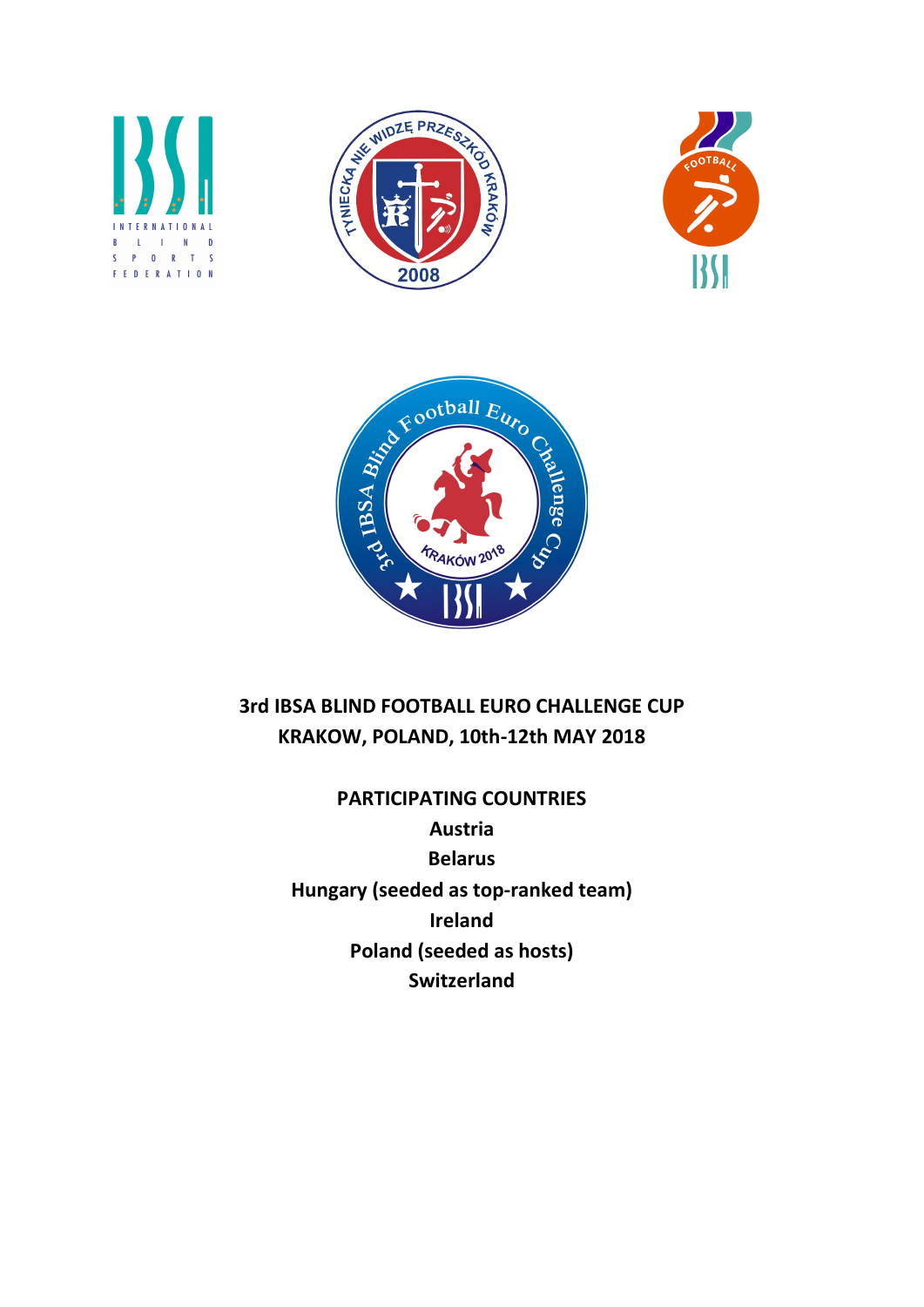**3rd IBSA BLIND FOOTBALL EURO CHALLENGE CUP**
**KRAKOW, POLAND, 10th-12th MAY 2018**

**PARTICIPATING COUNTRIES**

**Austria**
**Belarus**
**Hungary (seeded as top-ranked team)**
**Ireland**
**Poland (seeded as hosts)**
**Switzerland**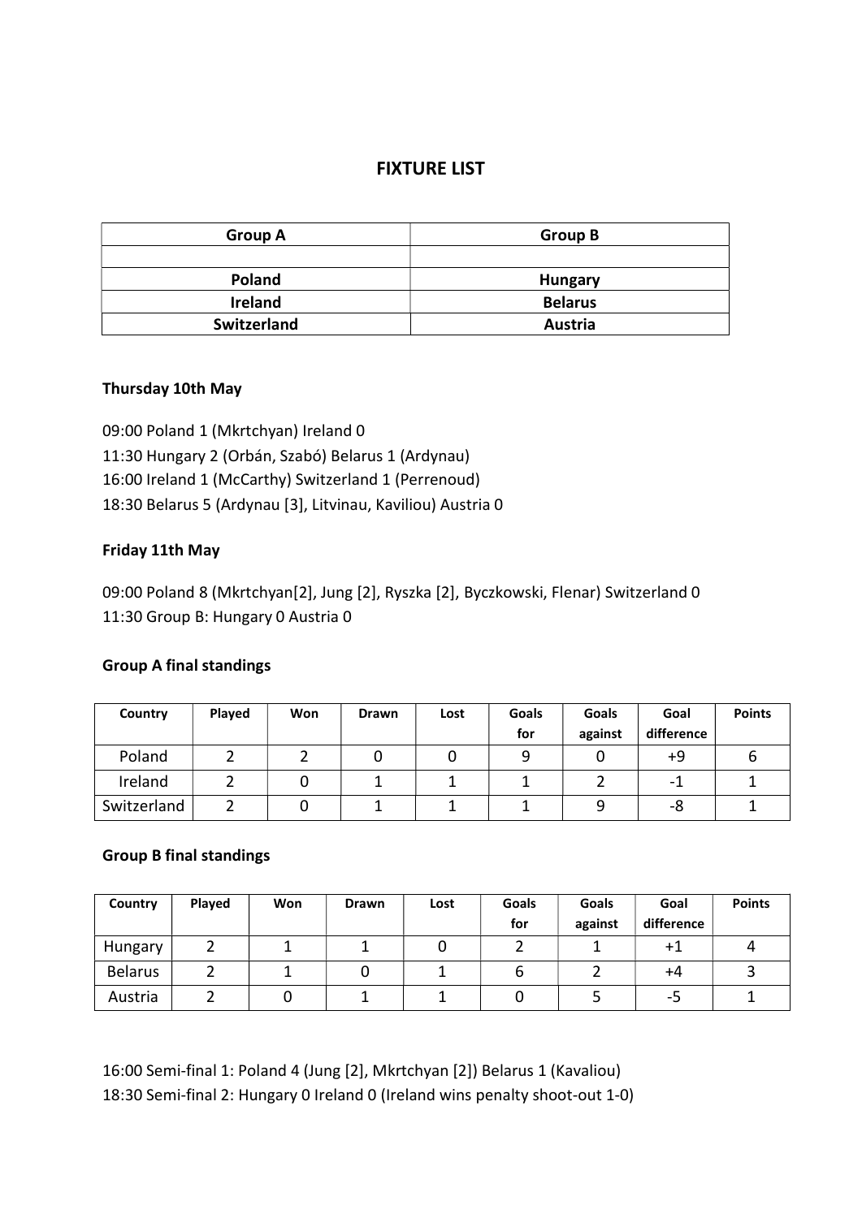# FIXTURE LIST

| Group A | Group B |
| --- | --- |
| | |
| **Poland** | **Hungary** |
| **Ireland** | **Belarus** |
| **Switzerland** | **Austria** |

**Thursday 10th May**

09:00 Poland 1 (Mkrtchyan) Ireland 0
11:30 Hungary 2 (Orbán, Szabó) Belarus 1 (Ardynau)
16:00 Ireland 1 (McCarthy) Switzerland 1 (Perrenoud)
18:30 Belarus 5 (Ardynau [3], Litvinau, Kaviliou) Austria 0

**Friday 11th May**

09:00 Poland 8 (Mkrtchyan[2], Jung [2], Ryszka [2], Byczkowski, Flenar) Switzerland 0
11:30 Group B: Hungary 0 Austria 0

**Group A final standings**

| Country | Played | Won | Drawn | Lost | Goals for | Goals against | Goal difference | Points |
| --- | --- | --- | --- | --- | --- | --- | --- | --- |
| Poland | 2 | 2 | 0 | 0 | 9 | 0 | +9 | 6 |
| Ireland | 2 | 0 | 1 | 1 | 1 | 2 | -1 | 1 |
| Switzerland | 2 | 0 | 1 | 1 | 1 | 9 | -8 | 1 |

**Group B final standings**

| Country | Played | Won | Drawn | Lost | Goals for | Goals against | Goal difference | Points |
| --- | --- | --- | --- | --- | --- | --- | --- | --- |
| Hungary | 2 | 1 | 1 | 0 | 2 | 1 | +1 | 4 |
| Belarus | 2 | 1 | 0 | 1 | 6 | 2 | +4 | 3 |
| Austria | 2 | 0 | 1 | 1 | 0 | 5 | -5 | 1 |

16:00 Semi-final 1: Poland 4 (Jung [2], Mkrtchyan [2]) Belarus 1 (Kavaliou)
18:30 Semi-final 2: Hungary 0 Ireland 0 (Ireland wins penalty shoot-out 1-0)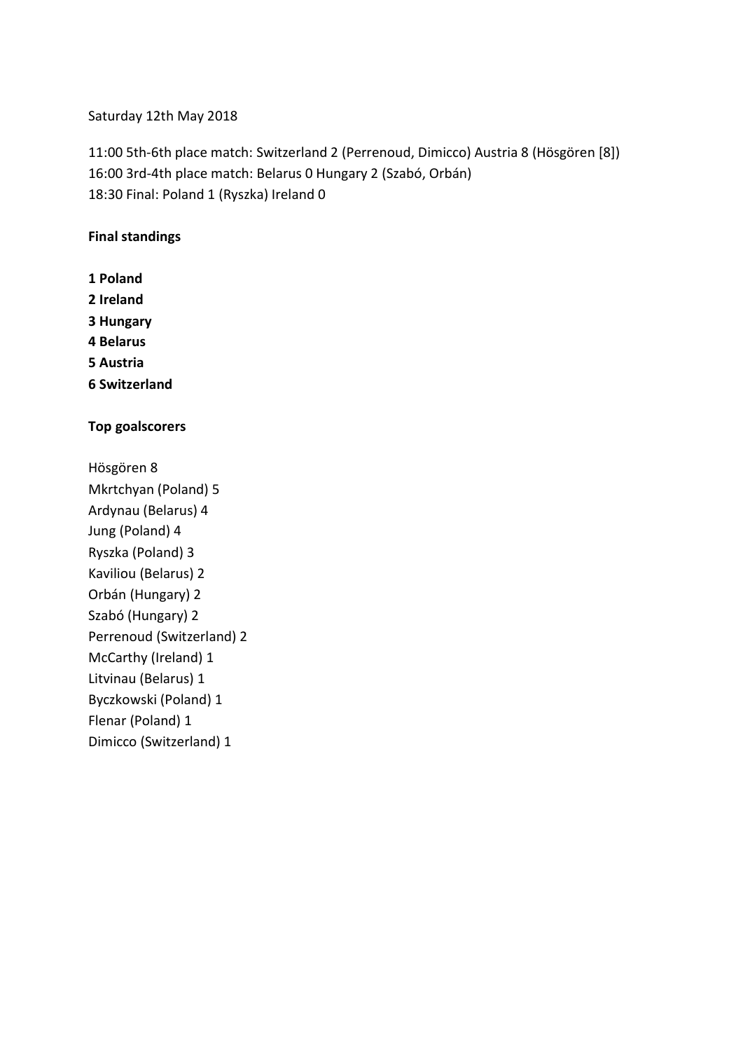Saturday 12th May 2018

11:00 5th-6th place match: Switzerland 2 (Perrenoud, Dimicco) Austria 8 (Hösgören [8])
16:00 3rd-4th place match: Belarus 0 Hungary 2 (Szabó, Orbán)
18:30 Final: Poland 1 (Ryszka) Ireland 0

**Final standings**

**1 Poland**
**2 Ireland**
**3 Hungary**
**4 Belarus**
**5 Austria**
**6 Switzerland**

**Top goalscorers**

Hösgören 8
Mkrtchyan (Poland) 5
Ardynau (Belarus) 4
Jung (Poland) 4
Ryszka (Poland) 3
Kaviliou (Belarus) 2
Orbán (Hungary) 2
Szabó (Hungary) 2
Perrenoud (Switzerland) 2
McCarthy (Ireland) 1
Litvinau (Belarus) 1
Byczkowski (Poland) 1
Flenar (Poland) 1
Dimicco (Switzerland) 1